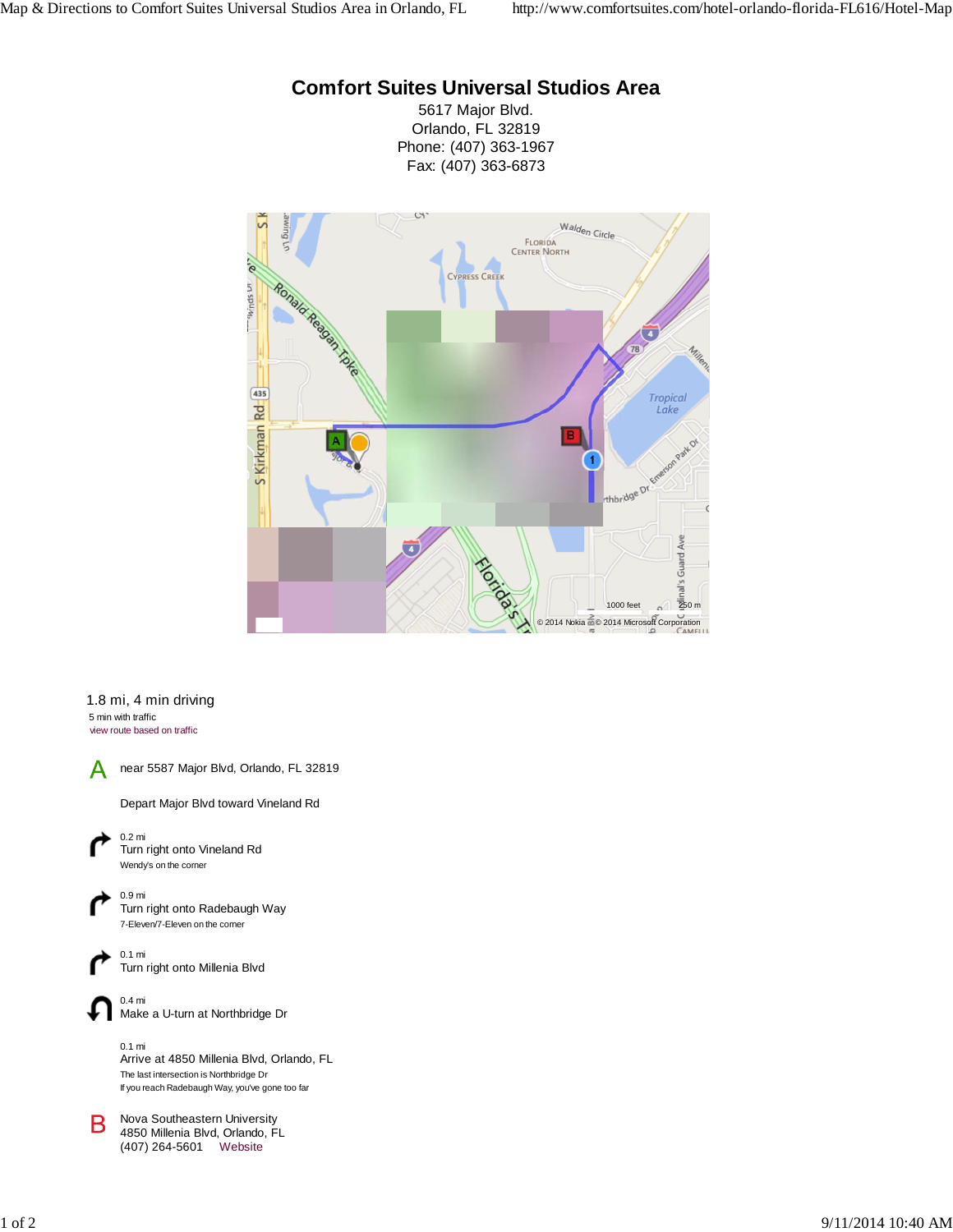# Comfort Suites Universal Studios Area

5617 Major Blvd.
Orlando, FL 32819
Phone: (407) 363-1967
Fax: (407) 363-6873

1.8 mi, 4 min driving

5 min with traffic

view route based on traffic

**A** near 5587 Major Blvd, Orlando, FL 32819

Depart Major Blvd toward Vineland Rd

0.2 mi
Turn right onto Vineland Rd
Wendy's on the corner

0.9 mi
Turn right onto Radebaugh Way
7-Eleven/7-Eleven on the corner

0.1 mi
Turn right onto Millenia Blvd

0.4 mi
Make a U-turn at Northbridge Dr

0.1 mi
Arrive at 4850 Millenia Blvd, Orlando, FL
The last intersection is Northbridge Dr
If you reach Radebaugh Way, you've gone too far

**B** Nova Southeastern University
4850 Millenia Blvd, Orlando, FL
(407) 264-5601 Website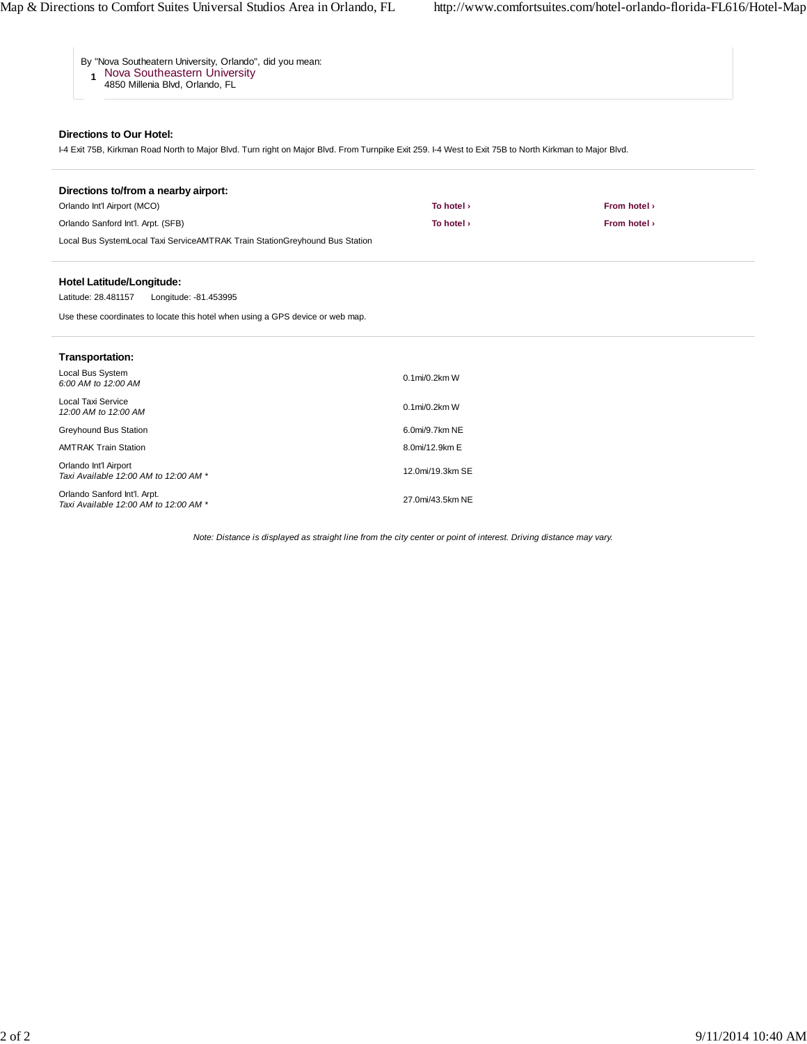By "Nova Southeatern University, Orlando", did you mean:

1. Nova Southeastern University
   4850 Millenia Blvd, Orlando, FL

### Directions to Our Hotel:

I-4 Exit 75B, Kirkman Road North to Major Blvd. Turn right on Major Blvd. From Turnpike Exit 259. I-4 West to Exit 75B to North Kirkman to Major Blvd.

### Directions to/from a nearby airport:

| | | |
|---|---|---|
| Orlando Int'l Airport (MCO) | **To hotel ›** | **From hotel ›** |
| Orlando Sanford Int'l. Arpt. (SFB) | **To hotel ›** | **From hotel ›** |

Local Bus SystemLocal Taxi ServiceAMTRAK Train StationGreyhound Bus Station

### Hotel Latitude/Longitude:

Latitude: 28.481157 Longitude: -81.453995

Use these coordinates to locate this hotel when using a GPS device or web map.

### Transportation:

| | |
|---|---|
| Local Bus System<br>*6:00 AM to 12:00 AM* | 0.1mi/0.2km W |
| Local Taxi Service<br>*12:00 AM to 12:00 AM* | 0.1mi/0.2km W |
| Greyhound Bus Station | 6.0mi/9.7km NE |
| AMTRAK Train Station | 8.0mi/12.9km E |
| Orlando Int'l Airport<br>*Taxi Available 12:00 AM to 12:00 AM ** | 12.0mi/19.3km SE |
| Orlando Sanford Int'l. Arpt.<br>*Taxi Available 12:00 AM to 12:00 AM ** | 27.0mi/43.5km NE |

*Note: Distance is displayed as straight line from the city center or point of interest. Driving distance may vary.*